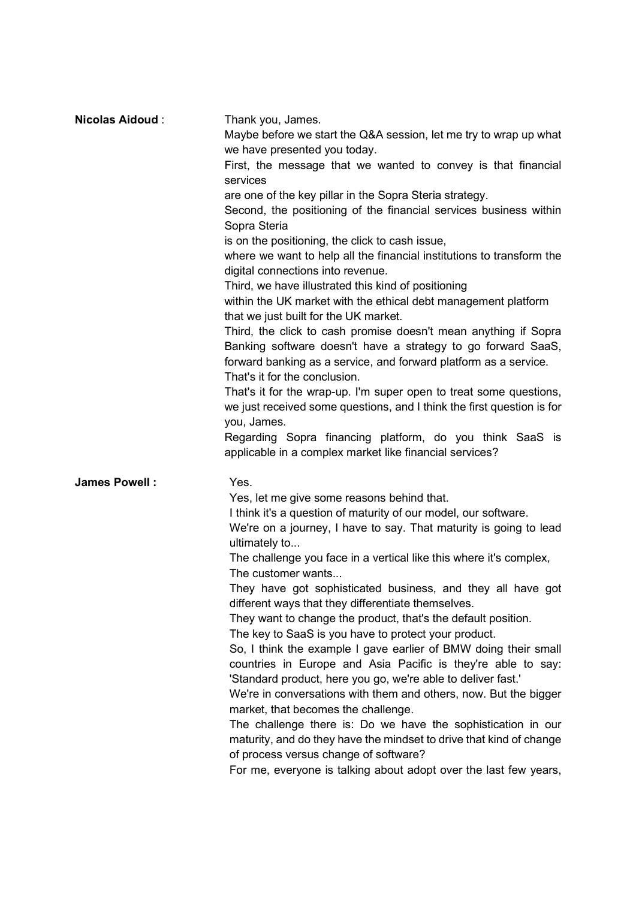**Nicolas Aidoud** :

Thank you, James.
Maybe before we start the Q&A session, let me try to wrap up what we have presented you today.
First, the message that we wanted to convey is that financial services
are one of the key pillar in the Sopra Steria strategy.
Second, the positioning of the financial services business within Sopra Steria
is on the positioning, the click to cash issue,
where we want to help all the financial institutions to transform the digital connections into revenue.
Third, we have illustrated this kind of positioning
within the UK market with the ethical debt management platform
that we just built for the UK market.
Third, the click to cash promise doesn't mean anything if Sopra Banking software doesn't have a strategy to go forward SaaS, forward banking as a service, and forward platform as a service.
That's it for the conclusion.
That's it for the wrap-up. I'm super open to treat some questions, we just received some questions, and I think the first question is for you, James.
Regarding Sopra financing platform, do you think SaaS is applicable in a complex market like financial services?

**James Powell :**

Yes.
Yes, let me give some reasons behind that.
I think it's a question of maturity of our model, our software.
We're on a journey, I have to say. That maturity is going to lead ultimately to...
The challenge you face in a vertical like this where it's complex,
The customer wants...
They have got sophisticated business, and they all have got different ways that they differentiate themselves.
They want to change the product, that's the default position.
The key to SaaS is you have to protect your product.
So, I think the example I gave earlier of BMW doing their small countries in Europe and Asia Pacific is they're able to say: 'Standard product, here you go, we're able to deliver fast.'
We're in conversations with them and others, now. But the bigger market, that becomes the challenge.
The challenge there is: Do we have the sophistication in our maturity, and do they have the mindset to drive that kind of change of process versus change of software?
For me, everyone is talking about adopt over the last few years,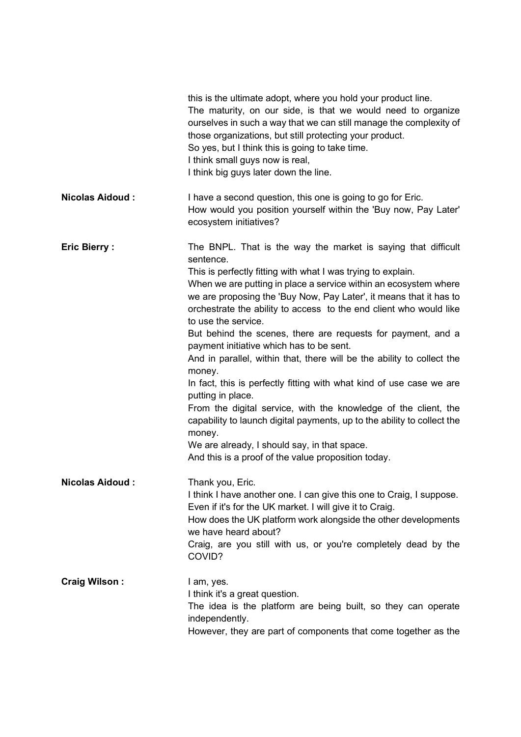this is the ultimate adopt, where you hold your product line.
The maturity, on our side, is that we would need to organize ourselves in such a way that we can still manage the complexity of those organizations, but still protecting your product.
So yes, but I think this is going to take time.
I think small guys now is real,
I think big guys later down the line.

**Nicolas Aidoud :** I have a second question, this one is going to go for Eric.
How would you position yourself within the 'Buy now, Pay Later' ecosystem initiatives?

**Eric Bierry :** The BNPL. That is the way the market is saying that difficult sentence.
This is perfectly fitting with what I was trying to explain.
When we are putting in place a service within an ecosystem where we are proposing the 'Buy Now, Pay Later', it means that it has to orchestrate the ability to access to the end client who would like to use the service.
But behind the scenes, there are requests for payment, and a payment initiative which has to be sent.
And in parallel, within that, there will be the ability to collect the money.
In fact, this is perfectly fitting with what kind of use case we are putting in place.
From the digital service, with the knowledge of the client, the capability to launch digital payments, up to the ability to collect the money.
We are already, I should say, in that space.
And this is a proof of the value proposition today.

**Nicolas Aidoud :** Thank you, Eric.
I think I have another one. I can give this one to Craig, I suppose.
Even if it's for the UK market. I will give it to Craig.
How does the UK platform work alongside the other developments we have heard about?
Craig, are you still with us, or you're completely dead by the COVID?

**Craig Wilson :** I am, yes.
I think it's a great question.
The idea is the platform are being built, so they can operate independently.
However, they are part of components that come together as the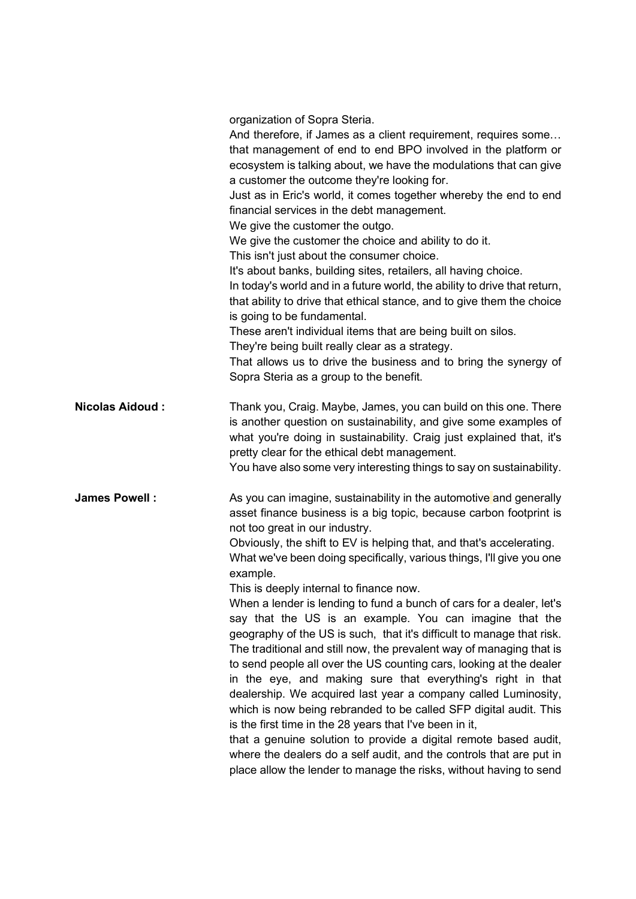organization of Sopra Steria.
And therefore, if James as a client requirement, requires some… that management of end to end BPO involved in the platform or ecosystem is talking about, we have the modulations that can give a customer the outcome they're looking for.
Just as in Eric's world, it comes together whereby the end to end financial services in the debt management.
We give the customer the outgo.
We give the customer the choice and ability to do it.
This isn't just about the consumer choice.
It's about banks, building sites, retailers, all having choice.
In today's world and in a future world, the ability to drive that return, that ability to drive that ethical stance, and to give them the choice is going to be fundamental.
These aren't individual items that are being built on silos.
They're being built really clear as a strategy.
That allows us to drive the business and to bring the synergy of Sopra Steria as a group to the benefit.

**Nicolas Aidoud :** Thank you, Craig. Maybe, James, you can build on this one. There is another question on sustainability, and give some examples of what you're doing in sustainability. Craig just explained that, it's pretty clear for the ethical debt management.
You have also some very interesting things to say on sustainability.

**James Powell :** As you can imagine, sustainability in the automotive and generally asset finance business is a big topic, because carbon footprint is not too great in our industry.
Obviously, the shift to EV is helping that, and that's accelerating.
What we've been doing specifically, various things, I'll give you one example.
This is deeply internal to finance now.
When a lender is lending to fund a bunch of cars for a dealer, let's say that the US is an example. You can imagine that the geography of the US is such, that it's difficult to manage that risk. The traditional and still now, the prevalent way of managing that is to send people all over the US counting cars, looking at the dealer in the eye, and making sure that everything's right in that dealership. We acquired last year a company called Luminosity, which is now being rebranded to be called SFP digital audit. This is the first time in the 28 years that I've been in it,
that a genuine solution to provide a digital remote based audit, where the dealers do a self audit, and the controls that are put in place allow the lender to manage the risks, without having to send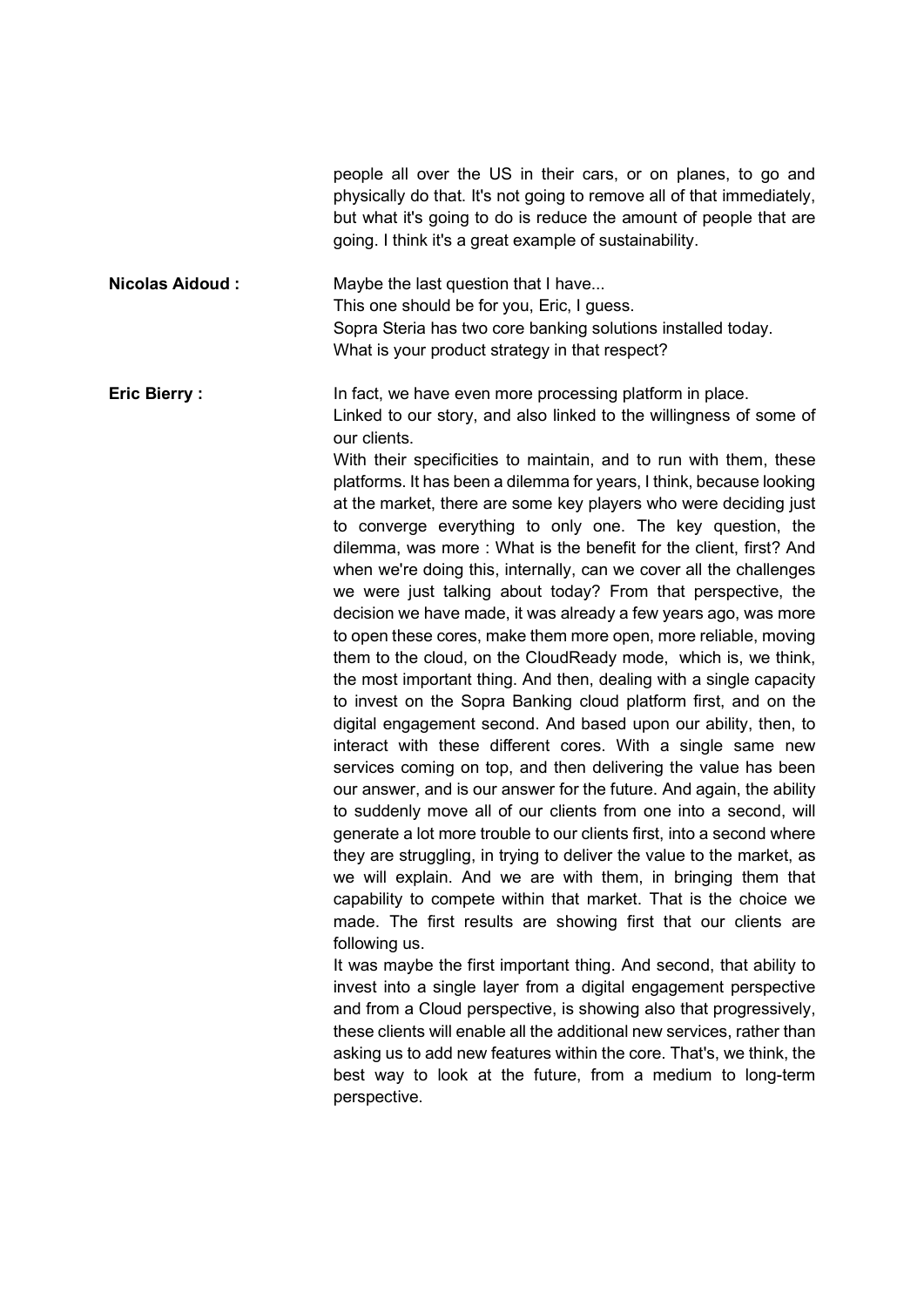people all over the US in their cars, or on planes, to go and physically do that. It's not going to remove all of that immediately, but what it's going to do is reduce the amount of people that are going. I think it's a great example of sustainability.

**Nicolas Aidoud :** Maybe the last question that I have...
This one should be for you, Eric, I guess.
Sopra Steria has two core banking solutions installed today.
What is your product strategy in that respect?

**Eric Bierry :** In fact, we have even more processing platform in place.
Linked to our story, and also linked to the willingness of some of our clients.
With their specificities to maintain, and to run with them, these platforms. It has been a dilemma for years, I think, because looking at the market, there are some key players who were deciding just to converge everything to only one. The key question, the dilemma, was more : What is the benefit for the client, first? And when we're doing this, internally, can we cover all the challenges we were just talking about today? From that perspective, the decision we have made, it was already a few years ago, was more to open these cores, make them more open, more reliable, moving them to the cloud, on the CloudReady mode, which is, we think, the most important thing. And then, dealing with a single capacity to invest on the Sopra Banking cloud platform first, and on the digital engagement second. And based upon our ability, then, to interact with these different cores. With a single same new services coming on top, and then delivering the value has been our answer, and is our answer for the future. And again, the ability to suddenly move all of our clients from one into a second, will generate a lot more trouble to our clients first, into a second where they are struggling, in trying to deliver the value to the market, as we will explain. And we are with them, in bringing them that capability to compete within that market. That is the choice we made. The first results are showing first that our clients are following us.
It was maybe the first important thing. And second, that ability to invest into a single layer from a digital engagement perspective and from a Cloud perspective, is showing also that progressively, these clients will enable all the additional new services, rather than asking us to add new features within the core. That's, we think, the best way to look at the future, from a medium to long-term perspective.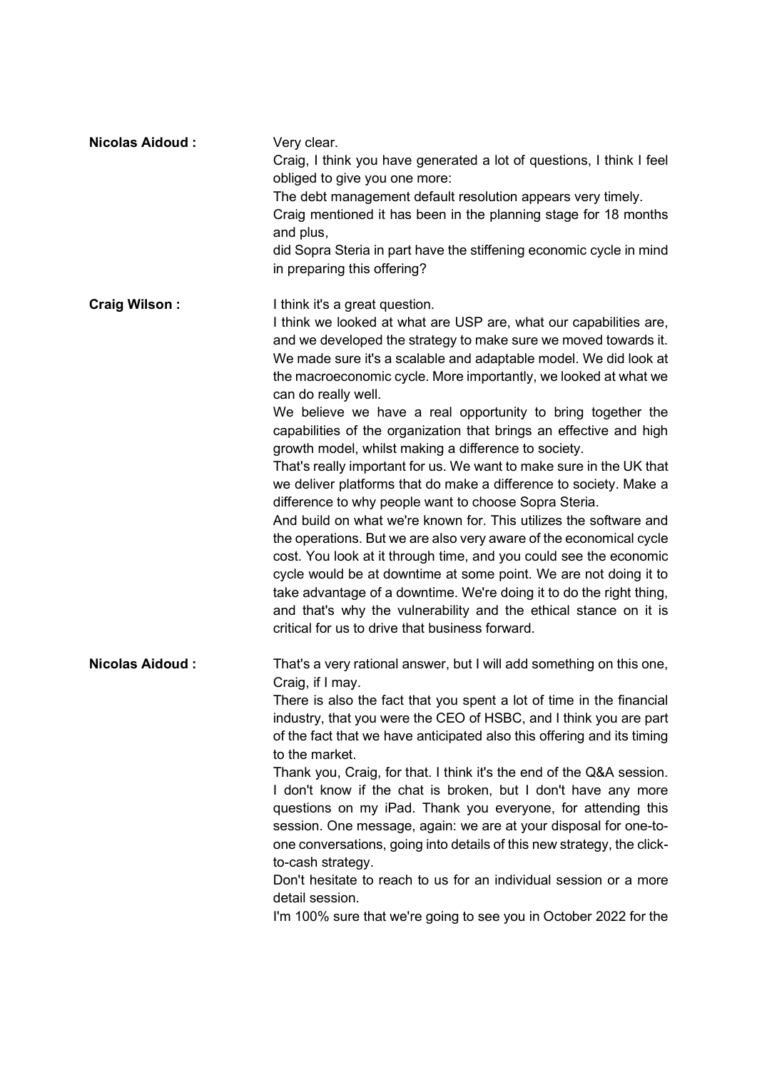**Nicolas Aidoud :** Very clear.
Craig, I think you have generated a lot of questions, I think I feel obliged to give you one more:
The debt management default resolution appears very timely.
Craig mentioned it has been in the planning stage for 18 months and plus,
did Sopra Steria in part have the stiffening economic cycle in mind in preparing this offering?

**Craig Wilson :** I think it's a great question.
I think we looked at what are USP are, what our capabilities are, and we developed the strategy to make sure we moved towards it. We made sure it's a scalable and adaptable model. We did look at the macroeconomic cycle. More importantly, we looked at what we can do really well.
We believe we have a real opportunity to bring together the capabilities of the organization that brings an effective and high growth model, whilst making a difference to society.
That's really important for us. We want to make sure in the UK that we deliver platforms that do make a difference to society. Make a difference to why people want to choose Sopra Steria.
And build on what we're known for. This utilizes the software and the operations. But we are also very aware of the economical cycle cost. You look at it through time, and you could see the economic cycle would be at downtime at some point. We are not doing it to take advantage of a downtime. We're doing it to do the right thing, and that's why the vulnerability and the ethical stance on it is critical for us to drive that business forward.

**Nicolas Aidoud :** That's a very rational answer, but I will add something on this one, Craig, if I may.
There is also the fact that you spent a lot of time in the financial industry, that you were the CEO of HSBC, and I think you are part of the fact that we have anticipated also this offering and its timing to the market.
Thank you, Craig, for that. I think it's the end of the Q&A session. I don't know if the chat is broken, but I don't have any more questions on my iPad. Thank you everyone, for attending this session. One message, again: we are at your disposal for one-to-one conversations, going into details of this new strategy, the click-to-cash strategy.
Don't hesitate to reach to us for an individual session or a more detail session.
I'm 100% sure that we're going to see you in October 2022 for the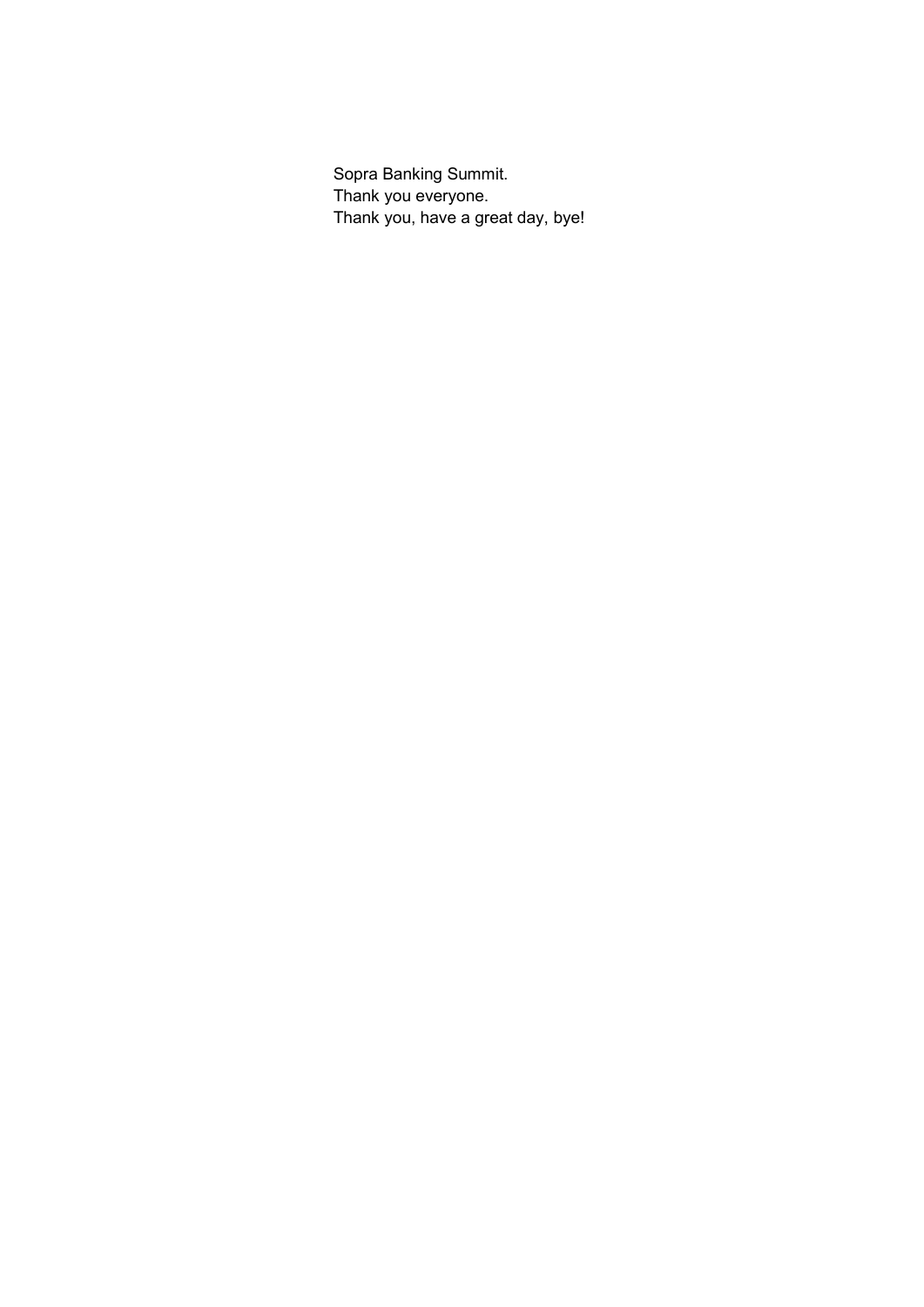Sopra Banking Summit.
Thank you everyone.
Thank you, have a great day, bye!